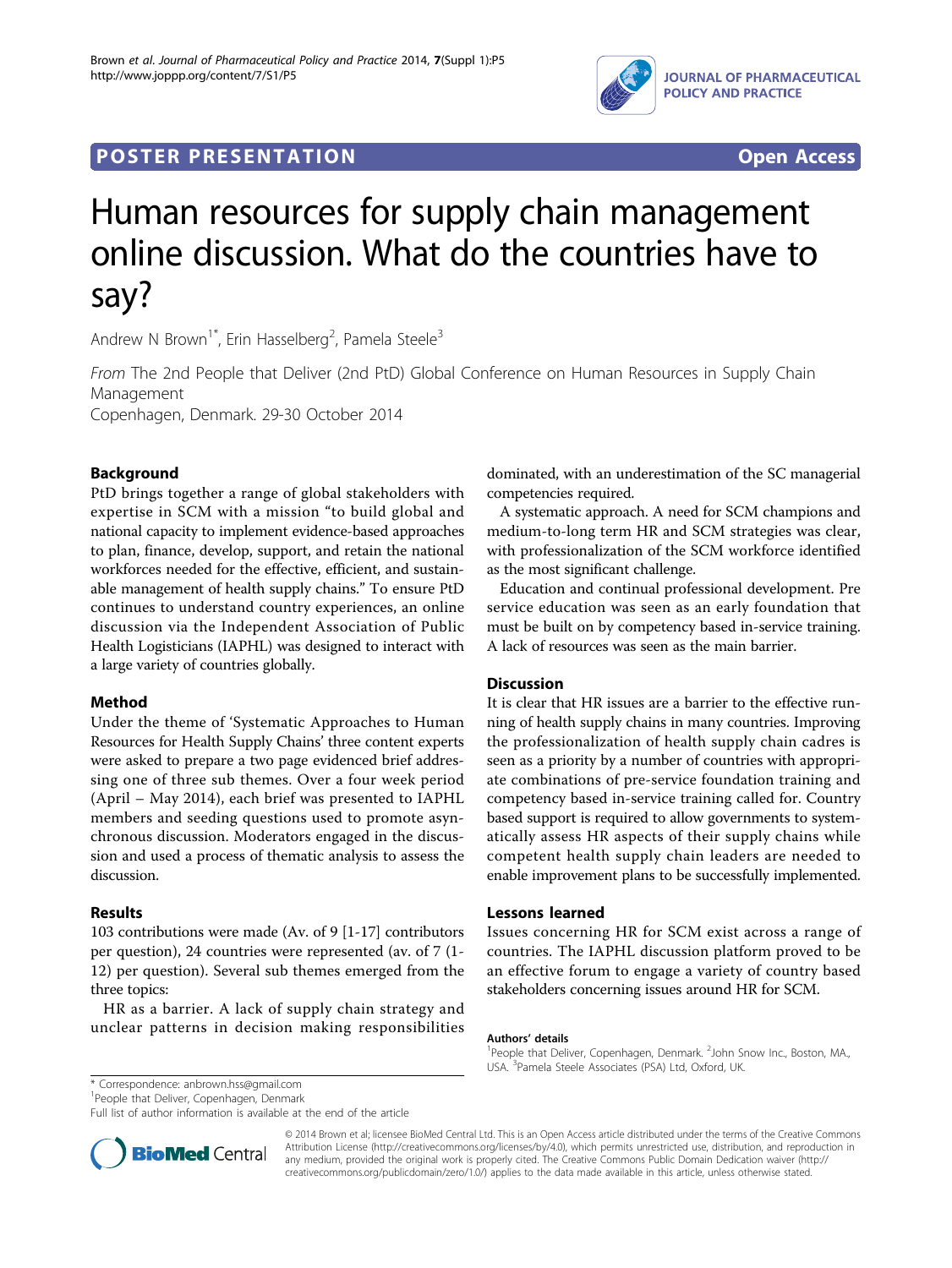POSTER PRESENTATION Open Access

# Human resources for supply chain management online discussion. What do the countries have to say?

Andrew N Brown[1*], Erin Hasselberg[2], Pamela Steele[3]

*From* The 2nd People that Deliver (2nd PtD) Global Conference on Human Resources in Supply Chain Management
Copenhagen, Denmark. 29-30 October 2014

## Background

PtD brings together a range of global stakeholders with expertise in SCM with a mission "to build global and national capacity to implement evidence-based approaches to plan, finance, develop, support, and retain the national workforces needed for the effective, efficient, and sustainable management of health supply chains." To ensure PtD continues to understand country experiences, an online discussion via the Independent Association of Public Health Logisticians (IAPHL) was designed to interact with a large variety of countries globally.

## Method

Under the theme of 'Systematic Approaches to Human Resources for Health Supply Chains' three content experts were asked to prepare a two page evidenced brief addressing one of three sub themes. Over a four week period (April – May 2014), each brief was presented to IAPHL members and seeding questions used to promote asynchronous discussion. Moderators engaged in the discussion and used a process of thematic analysis to assess the discussion.

## Results

103 contributions were made (Av. of 9 [1-17] contributors per question), 24 countries were represented (av. of 7 (1-12) per question). Several sub themes emerged from the three topics:

HR as a barrier. A lack of supply chain strategy and unclear patterns in decision making responsibilities dominated, with an underestimation of the SC managerial competencies required.

A systematic approach. A need for SCM champions and medium-to-long term HR and SCM strategies was clear, with professionalization of the SCM workforce identified as the most significant challenge.

Education and continual professional development. Pre service education was seen as an early foundation that must be built on by competency based in-service training. A lack of resources was seen as the main barrier.

## Discussion

It is clear that HR issues are a barrier to the effective running of health supply chains in many countries. Improving the professionalization of health supply chain cadres is seen as a priority by a number of countries with appropriate combinations of pre-service foundation training and competency based in-service training called for. Country based support is required to allow governments to systematically assess HR aspects of their supply chains while competent health supply chain leaders are needed to enable improvement plans to be successfully implemented.

## Lessons learned

Issues concerning HR for SCM exist across a range of countries. The IAPHL discussion platform proved to be an effective forum to engage a variety of country based stakeholders concerning issues around HR for SCM.

### Authors' details

[1]People that Deliver, Copenhagen, Denmark. [2]John Snow Inc., Boston, MA., USA. [3]Pamela Steele Associates (PSA) Ltd, Oxford, UK.

\* Correspondence: anbrown.hss@gmail.com
[1]People that Deliver, Copenhagen, Denmark
Full list of author information is available at the end of the article

© 2014 Brown et al; licensee BioMed Central Ltd. This is an Open Access article distributed under the terms of the Creative Commons Attribution License (http://creativecommons.org/licenses/by/4.0), which permits unrestricted use, distribution, and reproduction in any medium, provided the original work is properly cited. The Creative Commons Public Domain Dedication waiver (http://creativecommons.org/publicdomain/zero/1.0/) applies to the data made available in this article, unless otherwise stated.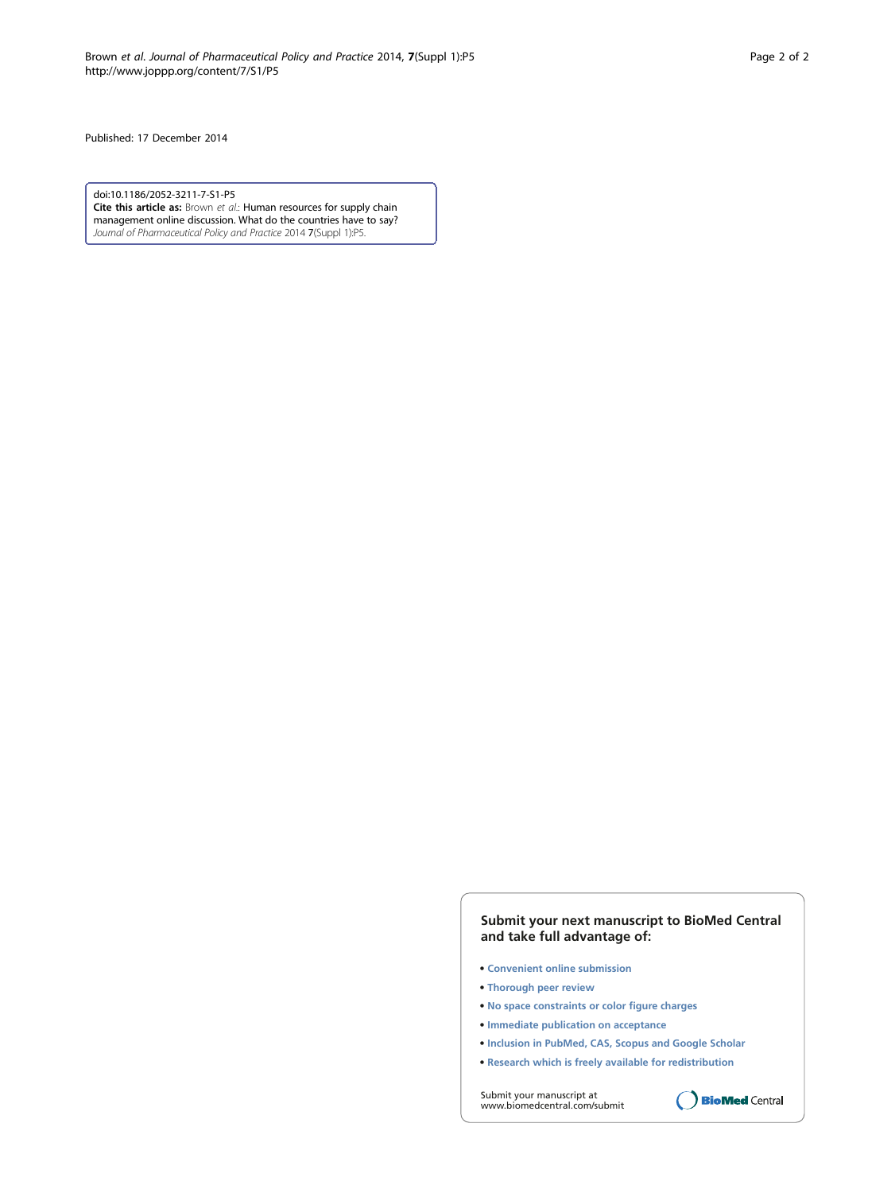Published: 17 December 2014

doi:10.1186/2052-3211-7-S1-P5

**Cite this article as:** Brown *et al.*: Human resources for supply chain management online discussion. What do the countries have to say? *Journal of Pharmaceutical Policy and Practice* 2014 **7**(Suppl 1):P5.

**Submit your next manuscript to BioMed Central and take full advantage of:**

- **Convenient online submission**
- **Thorough peer review**
- **No space constraints or color figure charges**
- **Immediate publication on acceptance**
- **Inclusion in PubMed, CAS, Scopus and Google Scholar**
- **Research which is freely available for redistribution**

Submit your manuscript at www.biomedcentral.com/submit

BioMed Central